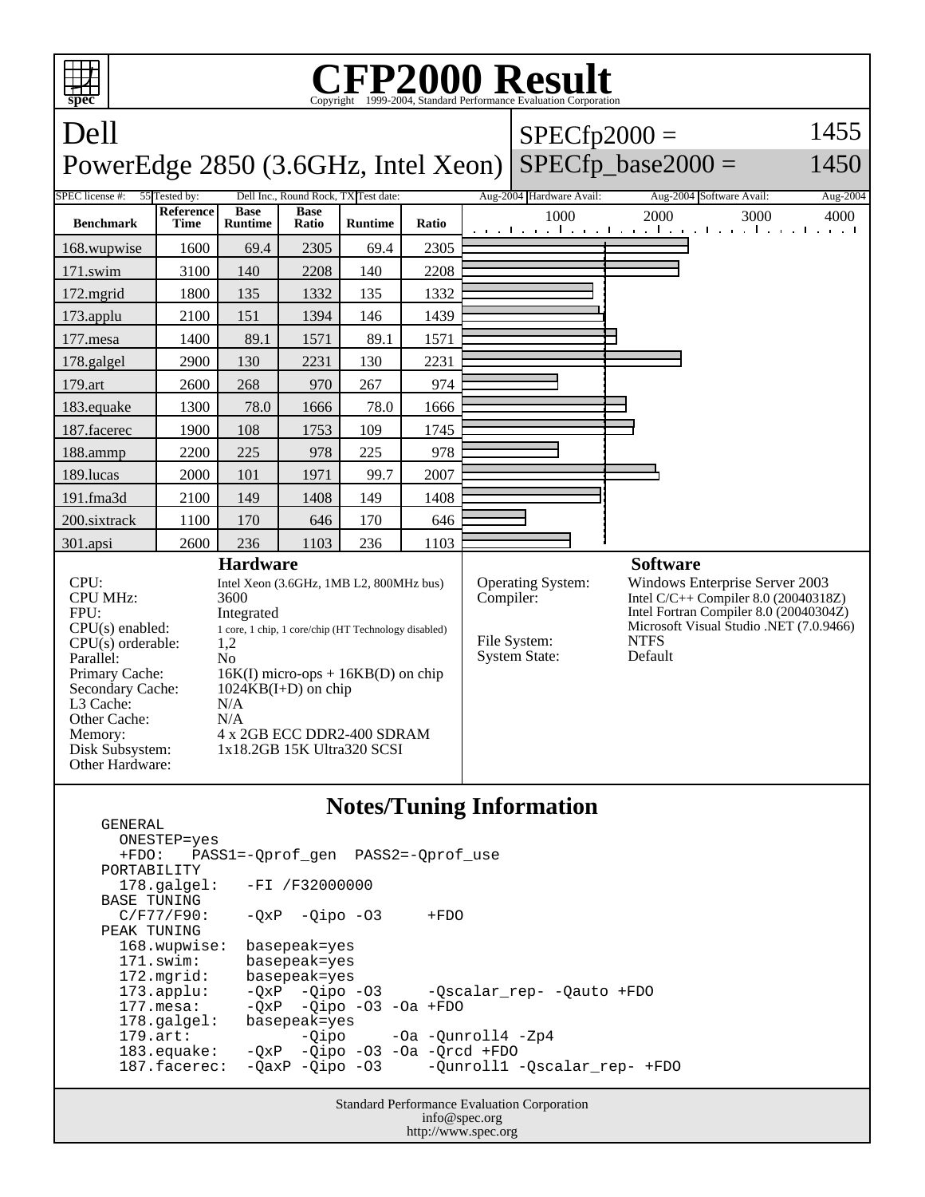# CFP2000 Result

Copyright 1999-2004, Standard Performance Evaluation Corporation

## Dell
## PowerEdge 2850 (3.6GHz, Intel Xeon)

SPECfp2000 = 1455

SPECfp_base2000 = 1450

| SPEC license #: | 55 | Tested by: | Dell Inc., Round Rock, TX | Test date: | Aug-2004 | Hardware Avail: | Aug-2004 | Software Avail: | Aug-2004 |
|---|---|---|---|---|---|---|---|---|---|

| Benchmark | Reference Time | Base Runtime | Base Ratio | Runtime | Ratio |
|---|---|---|---|---|---|
| 168.wupwise | 1600 | 69.4 | 2305 | 69.4 | 2305 |
| 171.swim | 3100 | 140 | 2208 | 140 | 2208 |
| 172.mgrid | 1800 | 135 | 1332 | 135 | 1332 |
| 173.applu | 2100 | 151 | 1394 | 146 | 1439 |
| 177.mesa | 1400 | 89.1 | 1571 | 89.1 | 1571 |
| 178.galgel | 2900 | 130 | 2231 | 130 | 2231 |
| 179.art | 2600 | 268 | 970 | 267 | 974 |
| 183.equake | 1300 | 78.0 | 1666 | 78.0 | 1666 |
| 187.facerec | 1900 | 108 | 1753 | 109 | 1745 |
| 188.ammp | 2200 | 225 | 978 | 225 | 978 |
| 189.lucas | 2000 | 101 | 1971 | 99.7 | 2007 |
| 191.fma3d | 2100 | 149 | 1408 | 149 | 1408 |
| 200.sixtrack | 1100 | 170 | 646 | 170 | 646 |
| 301.apsi | 2600 | 236 | 1103 | 236 | 1103 |

### Hardware

| | |
|---|---|
| CPU: | Intel Xeon (3.6GHz, 1MB L2, 800MHz bus) |
| CPU MHz: | 3600 |
| FPU: | Integrated |
| CPU(s) enabled: | 1 core, 1 chip, 1 core/chip (HT Technology disabled) |
| CPU(s) orderable: | 1,2 |
| Parallel: | No |
| Primary Cache: | 16K(I) micro-ops + 16KB(D) on chip |
| Secondary Cache: | 1024KB(I+D) on chip |
| L3 Cache: | N/A |
| Other Cache: | N/A |
| Memory: | 4 x 2GB ECC DDR2-400 SDRAM |
| Disk Subsystem: | 1x18.2GB 15K Ultra320 SCSI |
| Other Hardware: | |

### Software

| | |
|---|---|
| Operating System: | Windows Enterprise Server 2003 |
| Compiler: | Intel C/C++ Compiler 8.0 (20040318Z)<br>Intel Fortran Compiler 8.0 (20040304Z)<br>Microsoft Visual Studio .NET (7.0.9466) |
| File System: | NTFS |
| System State: | Default |

### Notes/Tuning Information

```
GENERAL
  ONESTEP=yes
  +FDO:   PASS1=-Qprof_gen  PASS2=-Qprof_use
PORTABILITY
  178.galgel:   -FI /F32000000
BASE TUNING
  C/F77/F90:    -QxP  -Qipo -O3     +FDO
PEAK TUNING
  168.wupwise:  basepeak=yes
  171.swim:     basepeak=yes
  172.mgrid:    basepeak=yes
  173.applu:    -QxP  -Qipo -O3     -Qscalar_rep- -Qauto +FDO
  177.mesa:     -QxP  -Qipo -O3 -Oa +FDO
  178.galgel:   basepeak=yes
  179.art:            -Qipo     -Oa -Qunroll4 -Zp4
  183.equake:   -QxP  -Qipo -O3 -Oa -Qrcd +FDO
  187.facerec:  -QaxP -Qipo -O3     -Qunroll1 -Qscalar_rep- +FDO
```

Standard Performance Evaluation Corporation
info@spec.org
http://www.spec.org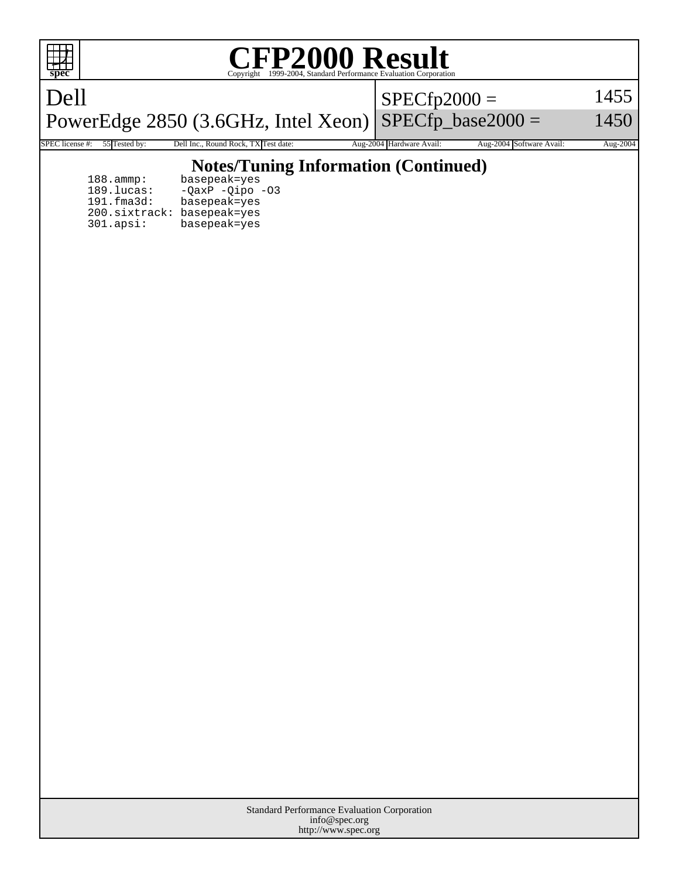# CFP2000 Result

Copyright 1999-2004, Standard Performance Evaluation Corporation

Dell
PowerEdge 2850 (3.6GHz, Intel Xeon)

SPECfp2000 = 1455
SPECfp_base2000 = 1450

| SPEC license #: | 55 | Tested by: | Dell Inc., Round Rock, TX | Test date: | Aug-2004 | Hardware Avail: | Aug-2004 | Software Avail: | Aug-2004 |
|---|---|---|---|---|---|---|---|---|---|

## Notes/Tuning Information (Continued)

```
188.ammp:     basepeak=yes
189.lucas:    -QaxP -Qipo -O3
191.fma3d:    basepeak=yes
200.sixtrack: basepeak=yes
301.apsi:     basepeak=yes
```